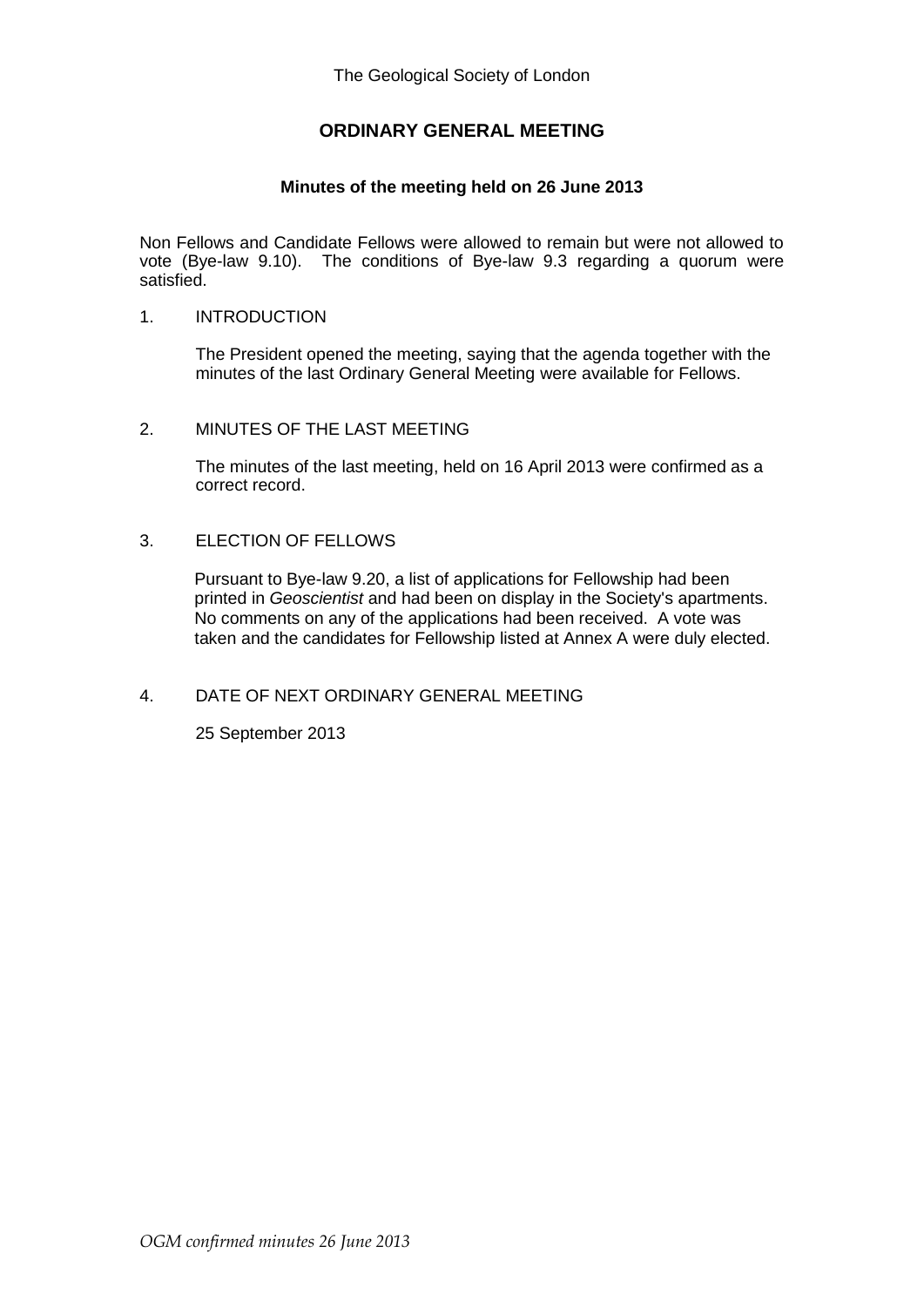The Geological Society of London

# ORDINARY GENERAL MEETING

## Minutes of the meeting held on 26 June 2013

Non Fellows and Candidate Fellows were allowed to remain but were not allowed to vote (Bye-law 9.10). The conditions of Bye-law 9.3 regarding a quorum were satisfied.

1. INTRODUCTION

   The President opened the meeting, saying that the agenda together with the minutes of the last Ordinary General Meeting were available for Fellows.

2. MINUTES OF THE LAST MEETING

   The minutes of the last meeting, held on 16 April 2013 were confirmed as a correct record.

3. ELECTION OF FELLOWS

   Pursuant to Bye-law 9.20, a list of applications for Fellowship had been printed in *Geoscientist* and had been on display in the Society's apartments. No comments on any of the applications had been received. A vote was taken and the candidates for Fellowship listed at Annex A were duly elected.

4. DATE OF NEXT ORDINARY GENERAL MEETING

   25 September 2013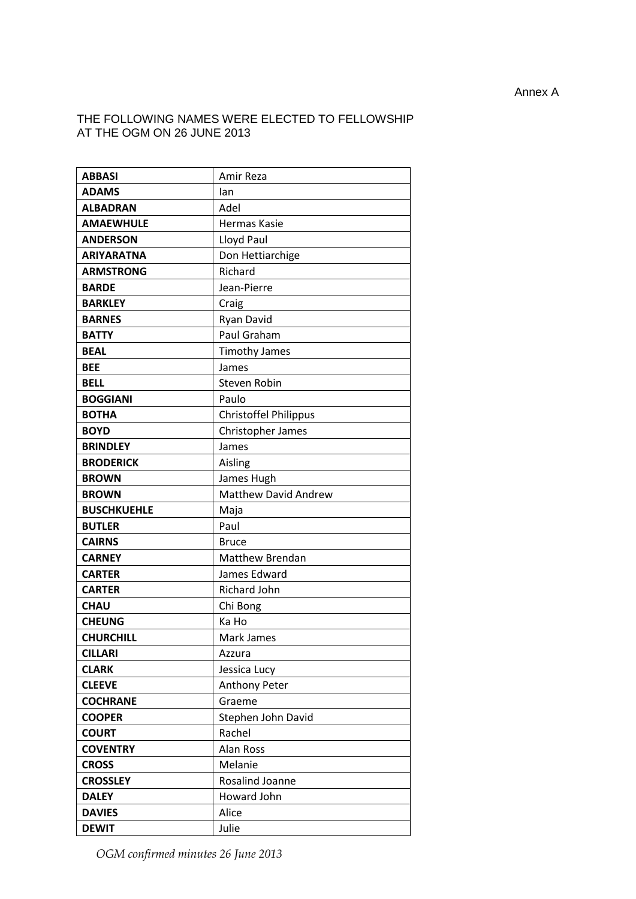Annex A

THE FOLLOWING NAMES WERE ELECTED TO FELLOWSHIP AT THE OGM ON 26 JUNE 2013

| | |
|---|---|
| **ABBASI** | Amir Reza |
| **ADAMS** | Ian |
| **ALBADRAN** | Adel |
| **AMAEWHULE** | Hermas Kasie |
| **ANDERSON** | Lloyd Paul |
| **ARIYARATNA** | Don Hettiarchige |
| **ARMSTRONG** | Richard |
| **BARDE** | Jean-Pierre |
| **BARKLEY** | Craig |
| **BARNES** | Ryan David |
| **BATTY** | Paul Graham |
| **BEAL** | Timothy James |
| **BEE** | James |
| **BELL** | Steven Robin |
| **BOGGIANI** | Paulo |
| **BOTHA** | Christoffel Philippus |
| **BOYD** | Christopher James |
| **BRINDLEY** | James |
| **BRODERICK** | Aisling |
| **BROWN** | James Hugh |
| **BROWN** | Matthew David Andrew |
| **BUSCHKUEHLE** | Maja |
| **BUTLER** | Paul |
| **CAIRNS** | Bruce |
| **CARNEY** | Matthew Brendan |
| **CARTER** | James Edward |
| **CARTER** | Richard John |
| **CHAU** | Chi Bong |
| **CHEUNG** | Ka Ho |
| **CHURCHILL** | Mark James |
| **CILLARI** | Azzura |
| **CLARK** | Jessica Lucy |
| **CLEEVE** | Anthony Peter |
| **COCHRANE** | Graeme |
| **COOPER** | Stephen John David |
| **COURT** | Rachel |
| **COVENTRY** | Alan Ross |
| **CROSS** | Melanie |
| **CROSSLEY** | Rosalind Joanne |
| **DALEY** | Howard John |
| **DAVIES** | Alice |
| **DEWIT** | Julie |

*OGM confirmed minutes 26 June 2013*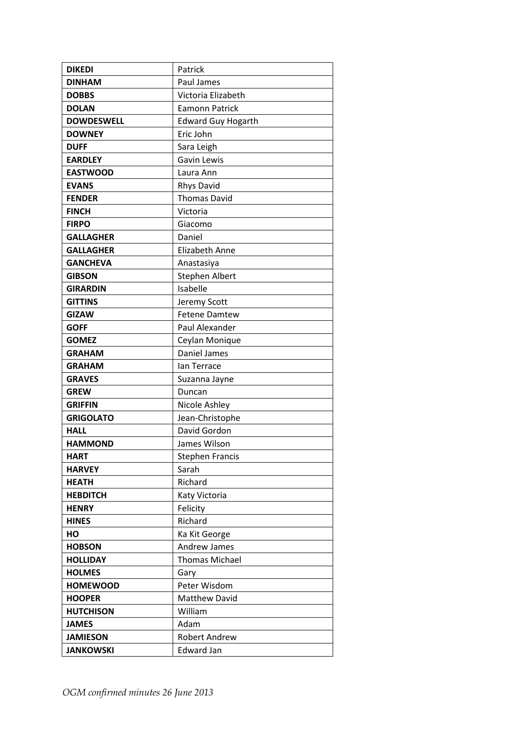| **DIKEDI** | Patrick |
|---|---|
| **DINHAM** | Paul James |
| **DOBBS** | Victoria Elizabeth |
| **DOLAN** | Eamonn Patrick |
| **DOWDESWELL** | Edward Guy Hogarth |
| **DOWNEY** | Eric John |
| **DUFF** | Sara Leigh |
| **EARDLEY** | Gavin Lewis |
| **EASTWOOD** | Laura Ann |
| **EVANS** | Rhys David |
| **FENDER** | Thomas David |
| **FINCH** | Victoria |
| **FIRPO** | Giacomo |
| **GALLAGHER** | Daniel |
| **GALLAGHER** | Elizabeth Anne |
| **GANCHEVA** | Anastasiya |
| **GIBSON** | Stephen Albert |
| **GIRARDIN** | Isabelle |
| **GITTINS** | Jeremy Scott |
| **GIZAW** | Fetene Damtew |
| **GOFF** | Paul Alexander |
| **GOMEZ** | Ceylan Monique |
| **GRAHAM** | Daniel James |
| **GRAHAM** | Ian Terrace |
| **GRAVES** | Suzanna Jayne |
| **GREW** | Duncan |
| **GRIFFIN** | Nicole Ashley |
| **GRIGOLATO** | Jean-Christophe |
| **HALL** | David Gordon |
| **HAMMOND** | James Wilson |
| **HART** | Stephen Francis |
| **HARVEY** | Sarah |
| **HEATH** | Richard |
| **HEBDITCH** | Katy Victoria |
| **HENRY** | Felicity |
| **HINES** | Richard |
| **HO** | Ka Kit George |
| **HOBSON** | Andrew James |
| **HOLLIDAY** | Thomas Michael |
| **HOLMES** | Gary |
| **HOMEWOOD** | Peter Wisdom |
| **HOOPER** | Matthew David |
| **HUTCHISON** | William |
| **JAMES** | Adam |
| **JAMIESON** | Robert Andrew |
| **JANKOWSKI** | Edward Jan |

*OGM confirmed minutes 26 June 2013*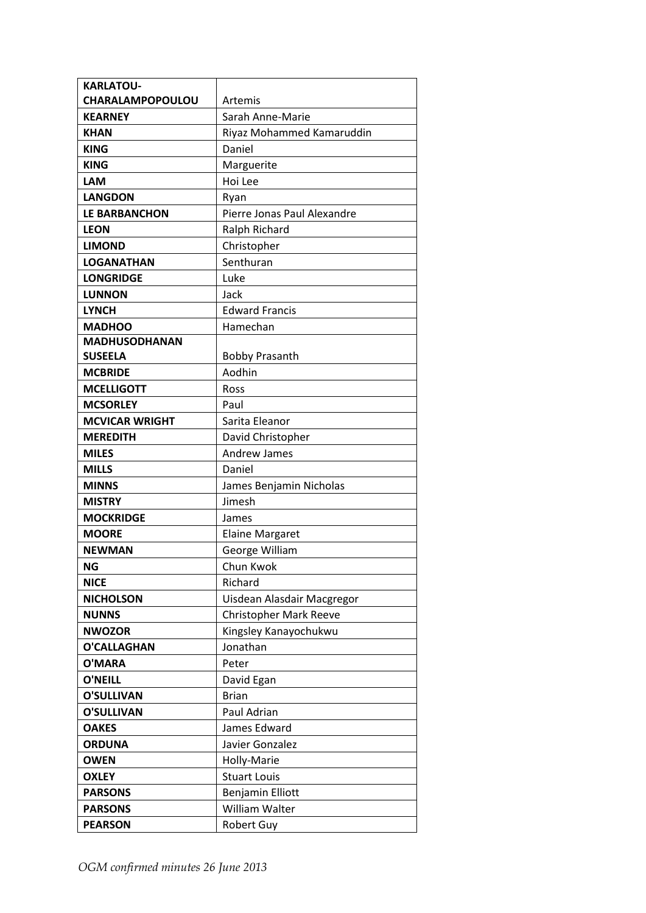| | |
|---|---|
| **KARLATOU-CHARALAMPOPOULOU** | Artemis |
| **KEARNEY** | Sarah Anne-Marie |
| **KHAN** | Riyaz Mohammed Kamaruddin |
| **KING** | Daniel |
| **KING** | Marguerite |
| **LAM** | Hoi Lee |
| **LANGDON** | Ryan |
| **LE BARBANCHON** | Pierre Jonas Paul Alexandre |
| **LEON** | Ralph Richard |
| **LIMOND** | Christopher |
| **LOGANATHAN** | Senthuran |
| **LONGRIDGE** | Luke |
| **LUNNON** | Jack |
| **LYNCH** | Edward Francis |
| **MADHOO** | Hamechan |
| **MADHUSODHANAN SUSEELA** | Bobby Prasanth |
| **MCBRIDE** | Aodhin |
| **MCELLIGOTT** | Ross |
| **MCSORLEY** | Paul |
| **MCVICAR WRIGHT** | Sarita Eleanor |
| **MEREDITH** | David Christopher |
| **MILES** | Andrew James |
| **MILLS** | Daniel |
| **MINNS** | James Benjamin Nicholas |
| **MISTRY** | Jimesh |
| **MOCKRIDGE** | James |
| **MOORE** | Elaine Margaret |
| **NEWMAN** | George William |
| **NG** | Chun Kwok |
| **NICE** | Richard |
| **NICHOLSON** | Uisdean Alasdair Macgregor |
| **NUNNS** | Christopher Mark Reeve |
| **NWOZOR** | Kingsley Kanayochukwu |
| **O'CALLAGHAN** | Jonathan |
| **O'MARA** | Peter |
| **O'NEILL** | David Egan |
| **O'SULLIVAN** | Brian |
| **O'SULLIVAN** | Paul Adrian |
| **OAKES** | James Edward |
| **ORDUNA** | Javier Gonzalez |
| **OWEN** | Holly-Marie |
| **OXLEY** | Stuart Louis |
| **PARSONS** | Benjamin Elliott |
| **PARSONS** | William Walter |
| **PEARSON** | Robert Guy |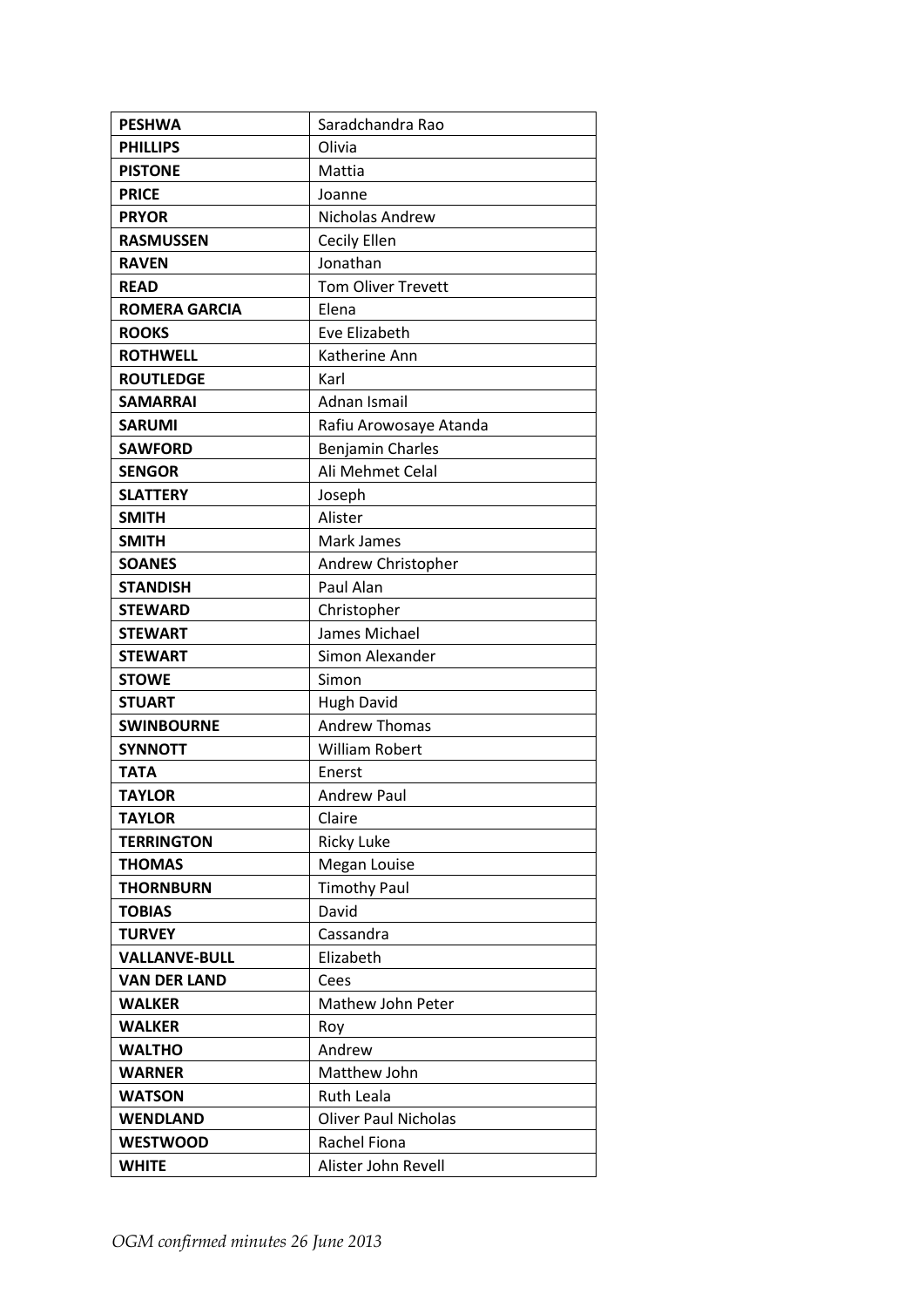| **PESHWA** | Saradchandra Rao |
|---|---|
| **PHILLIPS** | Olivia |
| **PISTONE** | Mattia |
| **PRICE** | Joanne |
| **PRYOR** | Nicholas Andrew |
| **RASMUSSEN** | Cecily Ellen |
| **RAVEN** | Jonathan |
| **READ** | Tom Oliver Trevett |
| **ROMERA GARCIA** | Elena |
| **ROOKS** | Eve Elizabeth |
| **ROTHWELL** | Katherine Ann |
| **ROUTLEDGE** | Karl |
| **SAMARRAI** | Adnan Ismail |
| **SARUMI** | Rafiu Arowosaye Atanda |
| **SAWFORD** | Benjamin Charles |
| **SENGOR** | Ali Mehmet Celal |
| **SLATTERY** | Joseph |
| **SMITH** | Alister |
| **SMITH** | Mark James |
| **SOANES** | Andrew Christopher |
| **STANDISH** | Paul Alan |
| **STEWARD** | Christopher |
| **STEWART** | James Michael |
| **STEWART** | Simon Alexander |
| **STOWE** | Simon |
| **STUART** | Hugh David |
| **SWINBOURNE** | Andrew Thomas |
| **SYNNOTT** | William Robert |
| **TATA** | Enerst |
| **TAYLOR** | Andrew Paul |
| **TAYLOR** | Claire |
| **TERRINGTON** | Ricky Luke |
| **THOMAS** | Megan Louise |
| **THORNBURN** | Timothy Paul |
| **TOBIAS** | David |
| **TURVEY** | Cassandra |
| **VALLANVE-BULL** | Elizabeth |
| **VAN DER LAND** | Cees |
| **WALKER** | Mathew John Peter |
| **WALKER** | Roy |
| **WALTHO** | Andrew |
| **WARNER** | Matthew John |
| **WATSON** | Ruth Leala |
| **WENDLAND** | Oliver Paul Nicholas |
| **WESTWOOD** | Rachel Fiona |
| **WHITE** | Alister John Revell |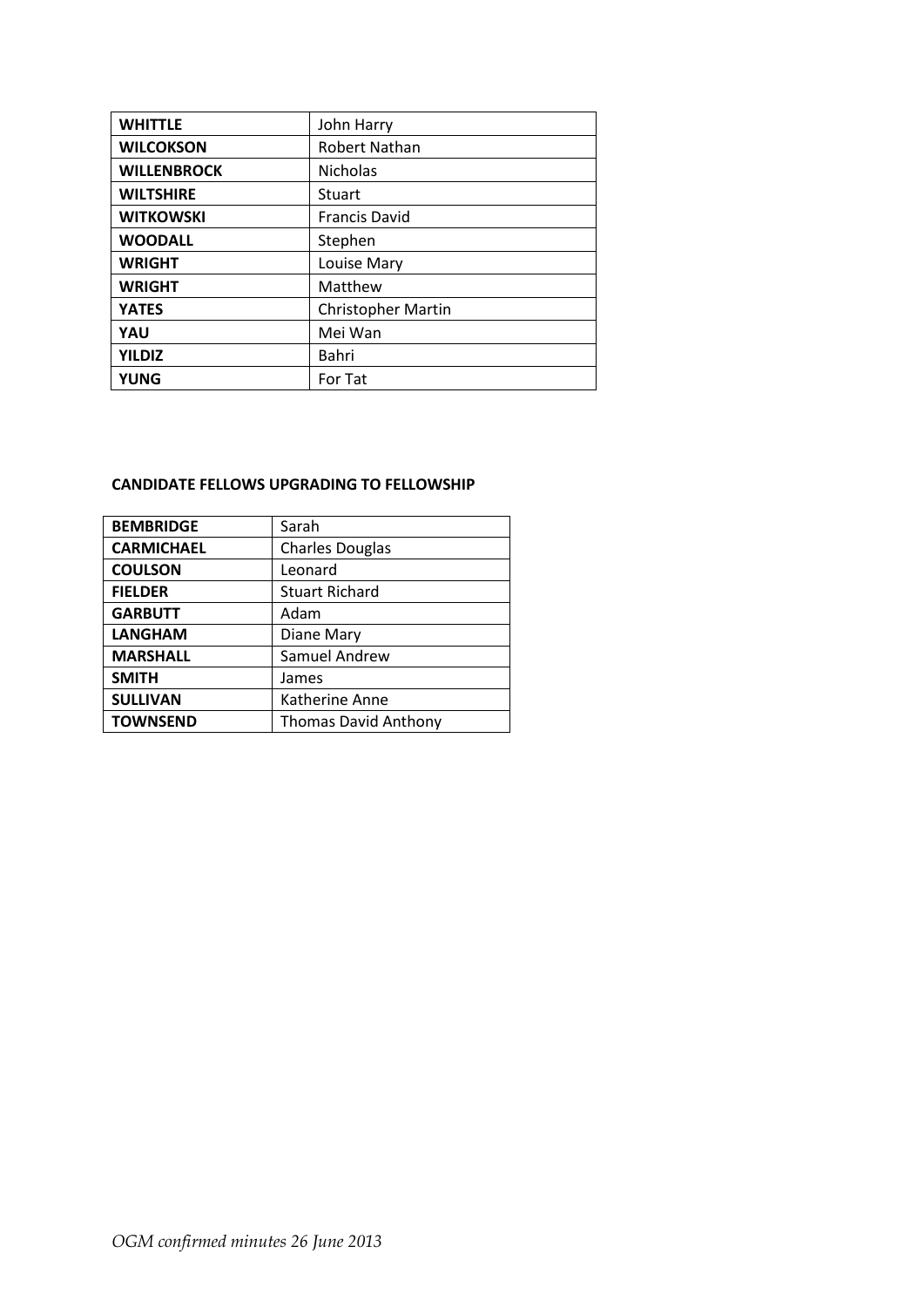| | |
|---|---|
| **WHITTLE** | John Harry |
| **WILCOKSON** | Robert Nathan |
| **WILLENBROCK** | Nicholas |
| **WILTSHIRE** | Stuart |
| **WITKOWSKI** | Francis David |
| **WOODALL** | Stephen |
| **WRIGHT** | Louise Mary |
| **WRIGHT** | Matthew |
| **YATES** | Christopher Martin |
| **YAU** | Mei Wan |
| **YILDIZ** | Bahri |
| **YUNG** | For Tat |

**CANDIDATE FELLOWS UPGRADING TO FELLOWSHIP**

| | |
|---|---|
| **BEMBRIDGE** | Sarah |
| **CARMICHAEL** | Charles Douglas |
| **COULSON** | Leonard |
| **FIELDER** | Stuart Richard |
| **GARBUTT** | Adam |
| **LANGHAM** | Diane Mary |
| **MARSHALL** | Samuel Andrew |
| **SMITH** | James |
| **SULLIVAN** | Katherine Anne |
| **TOWNSEND** | Thomas David Anthony |